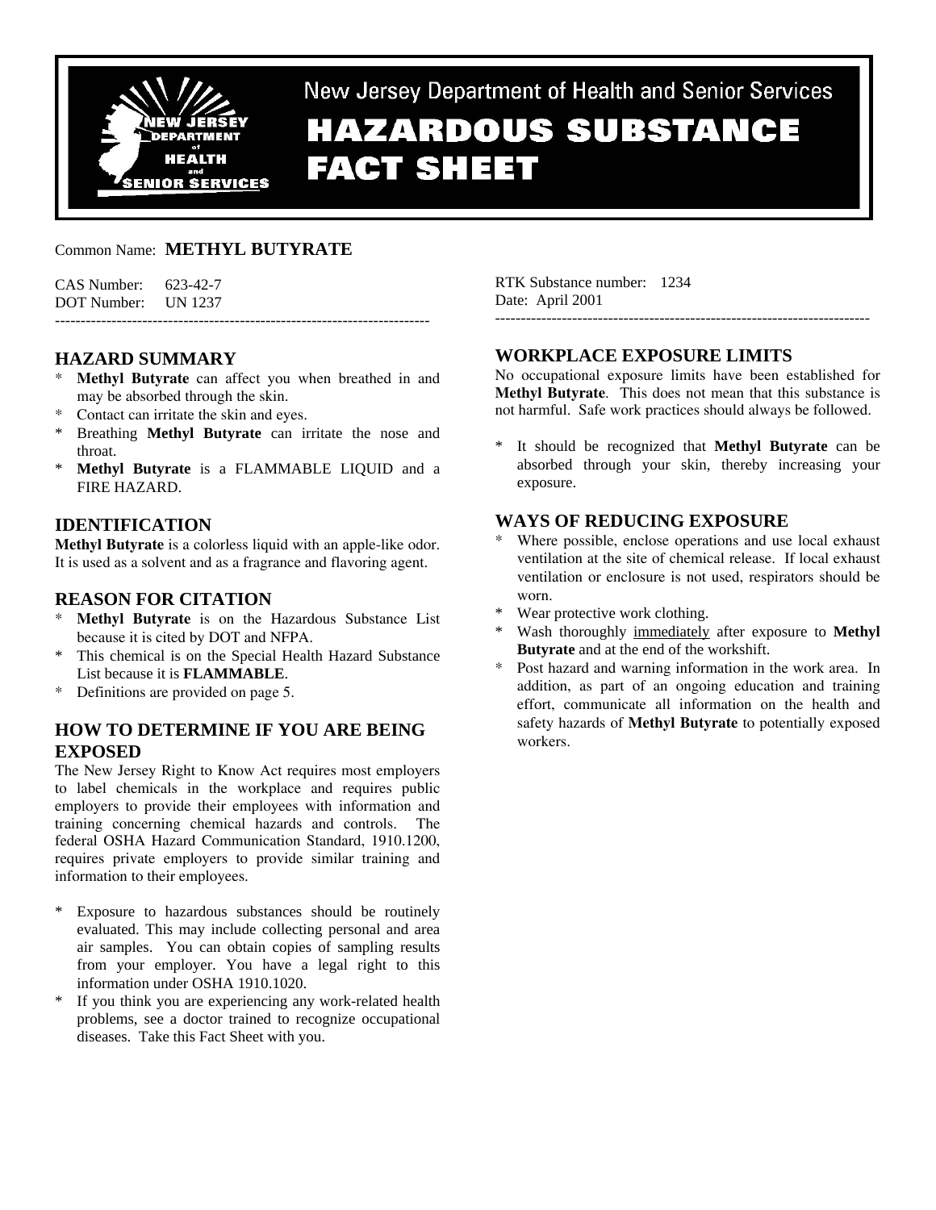New Jersey Department of Health and Senior Services

# HAZARDOUS SUBSTANCE FACT SHEET

Common Name: **METHYL BUTYRATE**

CAS Number: 623-42-7
DOT Number: UN 1237

RTK Substance number: 1234
Date: April 2001

---

## HAZARD SUMMARY

* **Methyl Butyrate** can affect you when breathed in and may be absorbed through the skin.
* Contact can irritate the skin and eyes.
* Breathing **Methyl Butyrate** can irritate the nose and throat.
* **Methyl Butyrate** is a FLAMMABLE LIQUID and a FIRE HAZARD.

## IDENTIFICATION

**Methyl Butyrate** is a colorless liquid with an apple-like odor. It is used as a solvent and as a fragrance and flavoring agent.

## REASON FOR CITATION

* **Methyl Butyrate** is on the Hazardous Substance List because it is cited by DOT and NFPA.
* This chemical is on the Special Health Hazard Substance List because it is **FLAMMABLE**.
* Definitions are provided on page 5.

## HOW TO DETERMINE IF YOU ARE BEING EXPOSED

The New Jersey Right to Know Act requires most employers to label chemicals in the workplace and requires public employers to provide their employees with information and training concerning chemical hazards and controls. The federal OSHA Hazard Communication Standard, 1910.1200, requires private employers to provide similar training and information to their employees.

* Exposure to hazardous substances should be routinely evaluated. This may include collecting personal and area air samples. You can obtain copies of sampling results from your employer. You have a legal right to this information under OSHA 1910.1020.
* If you think you are experiencing any work-related health problems, see a doctor trained to recognize occupational diseases. Take this Fact Sheet with you.

## WORKPLACE EXPOSURE LIMITS

No occupational exposure limits have been established for **Methyl Butyrate**. This does not mean that this substance is not harmful. Safe work practices should always be followed.

* It should be recognized that **Methyl Butyrate** can be absorbed through your skin, thereby increasing your exposure.

## WAYS OF REDUCING EXPOSURE

* Where possible, enclose operations and use local exhaust ventilation at the site of chemical release. If local exhaust ventilation or enclosure is not used, respirators should be worn.
* Wear protective work clothing.
* Wash thoroughly immediately after exposure to **Methyl Butyrate** and at the end of the workshift.
* Post hazard and warning information in the work area. In addition, as part of an ongoing education and training effort, communicate all information on the health and safety hazards of **Methyl Butyrate** to potentially exposed workers.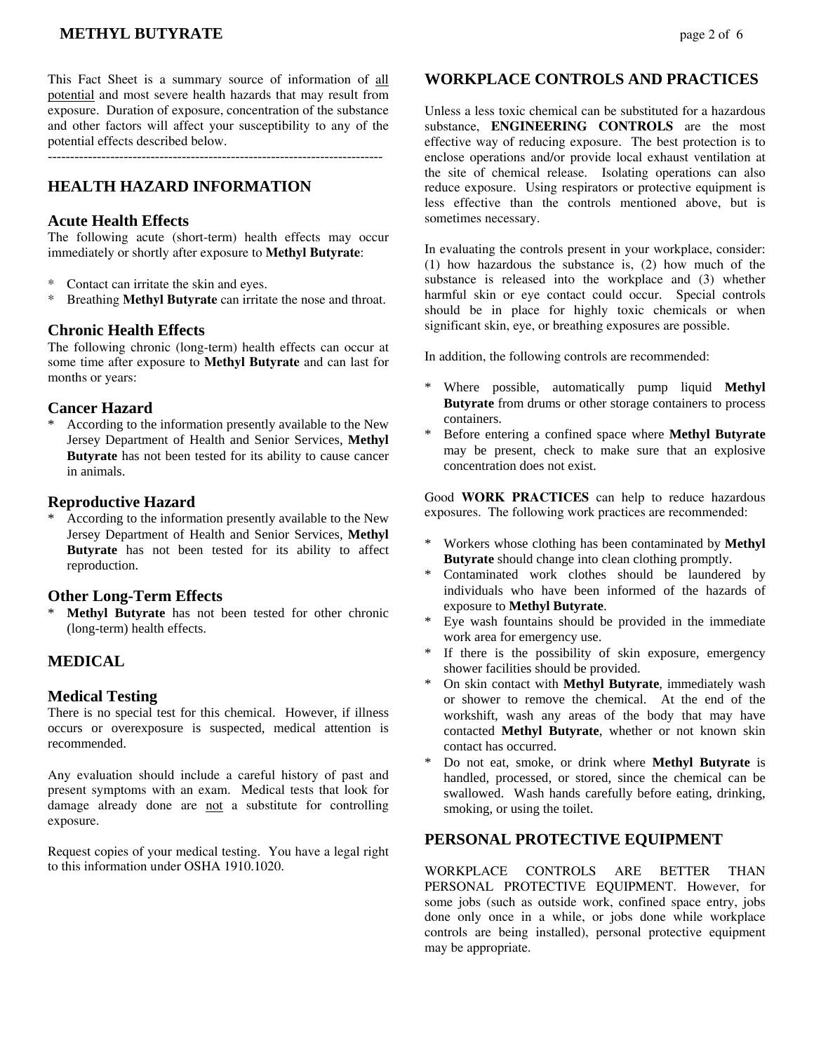This Fact Sheet is a summary source of information of all potential and most severe health hazards that may result from exposure. Duration of exposure, concentration of the substance and other factors will affect your susceptibility to any of the potential effects described below.

---------------------------------------------------------------------------

## HEALTH HAZARD INFORMATION

### Acute Health Effects

The following acute (short-term) health effects may occur immediately or shortly after exposure to **Methyl Butyrate**:

* Contact can irritate the skin and eyes.
* Breathing **Methyl Butyrate** can irritate the nose and throat.

### Chronic Health Effects

The following chronic (long-term) health effects can occur at some time after exposure to **Methyl Butyrate** and can last for months or years:

### Cancer Hazard

* According to the information presently available to the New Jersey Department of Health and Senior Services, **Methyl Butyrate** has not been tested for its ability to cause cancer in animals.

### Reproductive Hazard

* According to the information presently available to the New Jersey Department of Health and Senior Services, **Methyl Butyrate** has not been tested for its ability to affect reproduction.

### Other Long-Term Effects

* **Methyl Butyrate** has not been tested for other chronic (long-term) health effects.

## MEDICAL

### Medical Testing

There is no special test for this chemical. However, if illness occurs or overexposure is suspected, medical attention is recommended.

Any evaluation should include a careful history of past and present symptoms with an exam. Medical tests that look for damage already done are not a substitute for controlling exposure.

Request copies of your medical testing. You have a legal right to this information under OSHA 1910.1020.

## WORKPLACE CONTROLS AND PRACTICES

Unless a less toxic chemical can be substituted for a hazardous substance, **ENGINEERING CONTROLS** are the most effective way of reducing exposure. The best protection is to enclose operations and/or provide local exhaust ventilation at the site of chemical release. Isolating operations can also reduce exposure. Using respirators or protective equipment is less effective than the controls mentioned above, but is sometimes necessary.

In evaluating the controls present in your workplace, consider: (1) how hazardous the substance is, (2) how much of the substance is released into the workplace and (3) whether harmful skin or eye contact could occur. Special controls should be in place for highly toxic chemicals or when significant skin, eye, or breathing exposures are possible.

In addition, the following controls are recommended:

* Where possible, automatically pump liquid **Methyl Butyrate** from drums or other storage containers to process containers.
* Before entering a confined space where **Methyl Butyrate** may be present, check to make sure that an explosive concentration does not exist.

Good **WORK PRACTICES** can help to reduce hazardous exposures. The following work practices are recommended:

* Workers whose clothing has been contaminated by **Methyl Butyrate** should change into clean clothing promptly.
* Contaminated work clothes should be laundered by individuals who have been informed of the hazards of exposure to **Methyl Butyrate**.
* Eye wash fountains should be provided in the immediate work area for emergency use.
* If there is the possibility of skin exposure, emergency shower facilities should be provided.
* On skin contact with **Methyl Butyrate**, immediately wash or shower to remove the chemical. At the end of the workshift, wash any areas of the body that may have contacted **Methyl Butyrate**, whether or not known skin contact has occurred.
* Do not eat, smoke, or drink where **Methyl Butyrate** is handled, processed, or stored, since the chemical can be swallowed. Wash hands carefully before eating, drinking, smoking, or using the toilet.

## PERSONAL PROTECTIVE EQUIPMENT

WORKPLACE CONTROLS ARE BETTER THAN PERSONAL PROTECTIVE EQUIPMENT. However, for some jobs (such as outside work, confined space entry, jobs done only once in a while, or jobs done while workplace controls are being installed), personal protective equipment may be appropriate.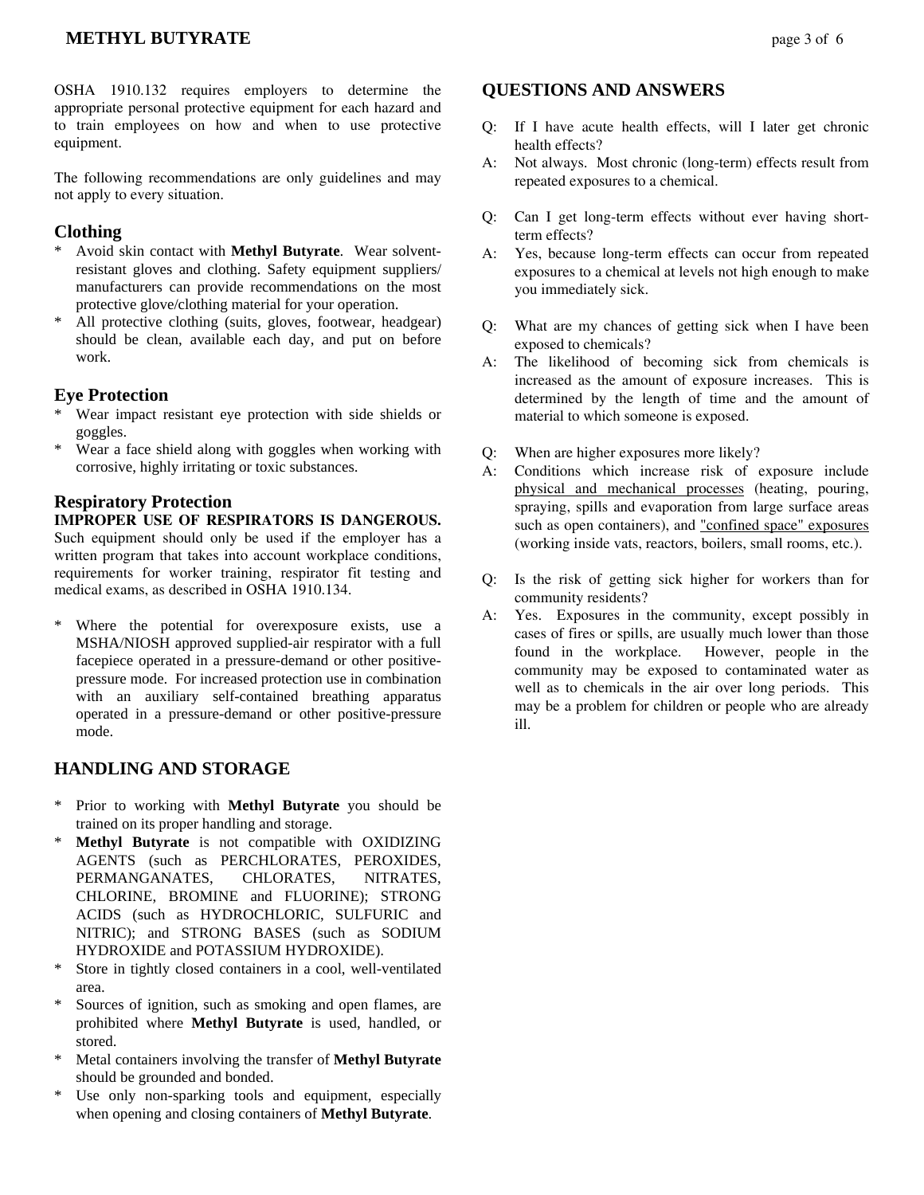OSHA 1910.132 requires employers to determine the appropriate personal protective equipment for each hazard and to train employees on how and when to use protective equipment.

The following recommendations are only guidelines and may not apply to every situation.

### Clothing

* Avoid skin contact with **Methyl Butyrate**. Wear solvent-resistant gloves and clothing. Safety equipment suppliers/ manufacturers can provide recommendations on the most protective glove/clothing material for your operation.
* All protective clothing (suits, gloves, footwear, headgear) should be clean, available each day, and put on before work.

### Eye Protection

* Wear impact resistant eye protection with side shields or goggles.
* Wear a face shield along with goggles when working with corrosive, highly irritating or toxic substances.

### Respiratory Protection

**IMPROPER USE OF RESPIRATORS IS DANGEROUS.** Such equipment should only be used if the employer has a written program that takes into account workplace conditions, requirements for worker training, respirator fit testing and medical exams, as described in OSHA 1910.134.

* Where the potential for overexposure exists, use a MSHA/NIOSH approved supplied-air respirator with a full facepiece operated in a pressure-demand or other positive-pressure mode. For increased protection use in combination with an auxiliary self-contained breathing apparatus operated in a pressure-demand or other positive-pressure mode.

## HANDLING AND STORAGE

* Prior to working with **Methyl Butyrate** you should be trained on its proper handling and storage.
* **Methyl Butyrate** is not compatible with OXIDIZING AGENTS (such as PERCHLORATES, PEROXIDES, PERMANGANATES, CHLORATES, NITRATES, CHLORINE, BROMINE and FLUORINE); STRONG ACIDS (such as HYDROCHLORIC, SULFURIC and NITRIC); and STRONG BASES (such as SODIUM HYDROXIDE and POTASSIUM HYDROXIDE).
* Store in tightly closed containers in a cool, well-ventilated area.
* Sources of ignition, such as smoking and open flames, are prohibited where **Methyl Butyrate** is used, handled, or stored.
* Metal containers involving the transfer of **Methyl Butyrate** should be grounded and bonded.
* Use only non-sparking tools and equipment, especially when opening and closing containers of **Methyl Butyrate**.

## QUESTIONS AND ANSWERS

Q: If I have acute health effects, will I later get chronic health effects?

A: Not always. Most chronic (long-term) effects result from repeated exposures to a chemical.

Q: Can I get long-term effects without ever having short-term effects?

A: Yes, because long-term effects can occur from repeated exposures to a chemical at levels not high enough to make you immediately sick.

Q: What are my chances of getting sick when I have been exposed to chemicals?

A: The likelihood of becoming sick from chemicals is increased as the amount of exposure increases. This is determined by the length of time and the amount of material to which someone is exposed.

Q: When are higher exposures more likely?

A: Conditions which increase risk of exposure include physical and mechanical processes (heating, pouring, spraying, spills and evaporation from large surface areas such as open containers), and "confined space" exposures (working inside vats, reactors, boilers, small rooms, etc.).

Q: Is the risk of getting sick higher for workers than for community residents?

A: Yes. Exposures in the community, except possibly in cases of fires or spills, are usually much lower than those found in the workplace. However, people in the community may be exposed to contaminated water as well as to chemicals in the air over long periods. This may be a problem for children or people who are already ill.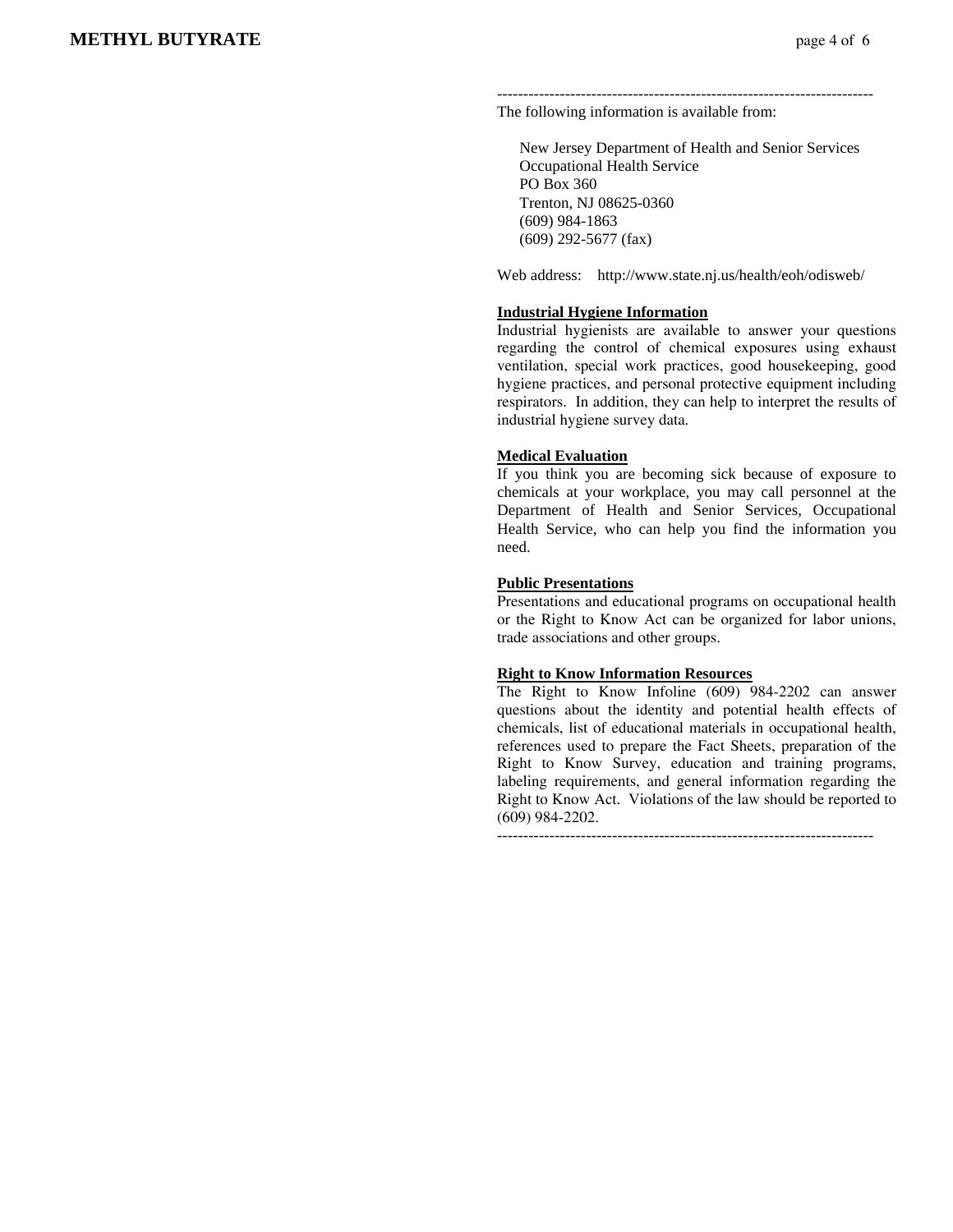------------------------------------------------------------------------

The following information is available from:

New Jersey Department of Health and Senior Services
Occupational Health Service
PO Box 360
Trenton, NJ 08625-0360
(609) 984-1863
(609) 292-5677 (fax)

Web address: http://www.state.nj.us/health/eoh/odisweb/

**Industrial Hygiene Information**

Industrial hygienists are available to answer your questions regarding the control of chemical exposures using exhaust ventilation, special work practices, good housekeeping, good hygiene practices, and personal protective equipment including respirators. In addition, they can help to interpret the results of industrial hygiene survey data.

**Medical Evaluation**

If you think you are becoming sick because of exposure to chemicals at your workplace, you may call personnel at the Department of Health and Senior Services, Occupational Health Service, who can help you find the information you need.

**Public Presentations**

Presentations and educational programs on occupational health or the Right to Know Act can be organized for labor unions, trade associations and other groups.

**Right to Know Information Resources**

The Right to Know Infoline (609) 984-2202 can answer questions about the identity and potential health effects of chemicals, list of educational materials in occupational health, references used to prepare the Fact Sheets, preparation of the Right to Know Survey, education and training programs, labeling requirements, and general information regarding the Right to Know Act. Violations of the law should be reported to (609) 984-2202.

------------------------------------------------------------------------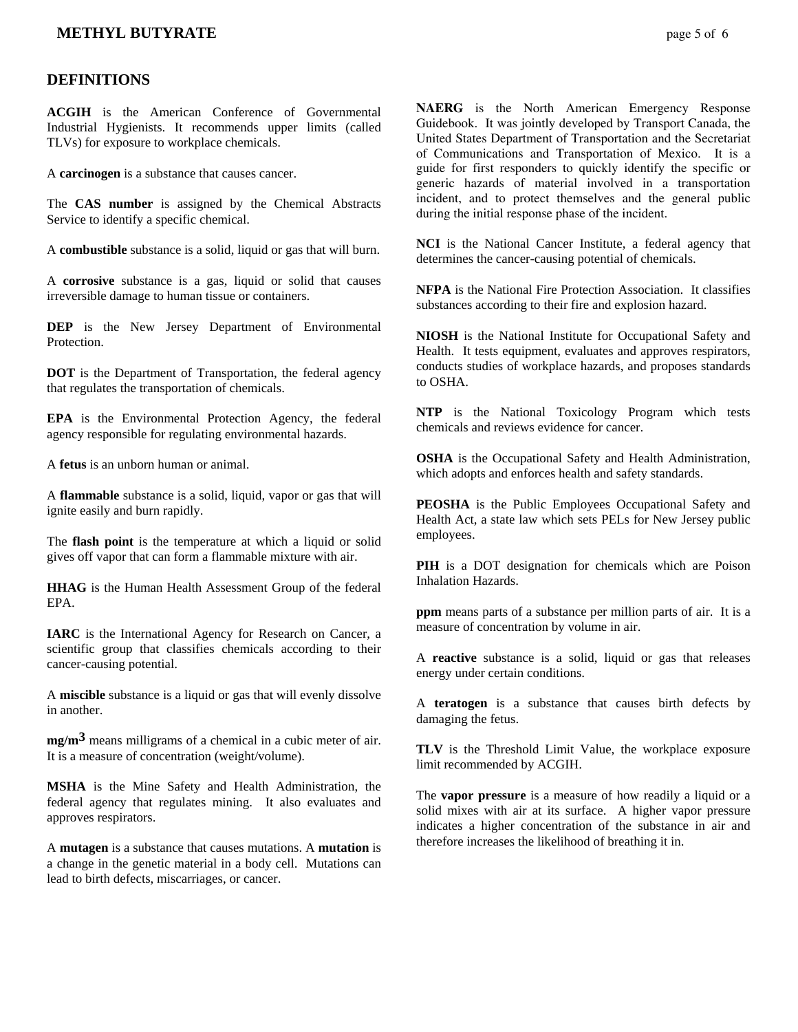## DEFINITIONS

**ACGIH** is the American Conference of Governmental Industrial Hygienists. It recommends upper limits (called TLVs) for exposure to workplace chemicals.

A **carcinogen** is a substance that causes cancer.

The **CAS number** is assigned by the Chemical Abstracts Service to identify a specific chemical.

A **combustible** substance is a solid, liquid or gas that will burn.

A **corrosive** substance is a gas, liquid or solid that causes irreversible damage to human tissue or containers.

**DEP** is the New Jersey Department of Environmental Protection.

**DOT** is the Department of Transportation, the federal agency that regulates the transportation of chemicals.

**EPA** is the Environmental Protection Agency, the federal agency responsible for regulating environmental hazards.

A **fetus** is an unborn human or animal.

A **flammable** substance is a solid, liquid, vapor or gas that will ignite easily and burn rapidly.

The **flash point** is the temperature at which a liquid or solid gives off vapor that can form a flammable mixture with air.

**HHAG** is the Human Health Assessment Group of the federal EPA.

**IARC** is the International Agency for Research on Cancer, a scientific group that classifies chemicals according to their cancer-causing potential.

A **miscible** substance is a liquid or gas that will evenly dissolve in another.

**$mg/m^3$** means milligrams of a chemical in a cubic meter of air. It is a measure of concentration (weight/volume).

**MSHA** is the Mine Safety and Health Administration, the federal agency that regulates mining. It also evaluates and approves respirators.

A **mutagen** is a substance that causes mutations. A **mutation** is a change in the genetic material in a body cell. Mutations can lead to birth defects, miscarriages, or cancer.

**NAERG** is the North American Emergency Response Guidebook. It was jointly developed by Transport Canada, the United States Department of Transportation and the Secretariat of Communications and Transportation of Mexico. It is a guide for first responders to quickly identify the specific or generic hazards of material involved in a transportation incident, and to protect themselves and the general public during the initial response phase of the incident.

**NCI** is the National Cancer Institute, a federal agency that determines the cancer-causing potential of chemicals.

**NFPA** is the National Fire Protection Association. It classifies substances according to their fire and explosion hazard.

**NIOSH** is the National Institute for Occupational Safety and Health. It tests equipment, evaluates and approves respirators, conducts studies of workplace hazards, and proposes standards to OSHA.

**NTP** is the National Toxicology Program which tests chemicals and reviews evidence for cancer.

**OSHA** is the Occupational Safety and Health Administration, which adopts and enforces health and safety standards.

**PEOSHA** is the Public Employees Occupational Safety and Health Act, a state law which sets PELs for New Jersey public employees.

**PIH** is a DOT designation for chemicals which are Poison Inhalation Hazards.

**ppm** means parts of a substance per million parts of air. It is a measure of concentration by volume in air.

A **reactive** substance is a solid, liquid or gas that releases energy under certain conditions.

A **teratogen** is a substance that causes birth defects by damaging the fetus.

**TLV** is the Threshold Limit Value, the workplace exposure limit recommended by ACGIH.

The **vapor pressure** is a measure of how readily a liquid or a solid mixes with air at its surface. A higher vapor pressure indicates a higher concentration of the substance in air and therefore increases the likelihood of breathing it in.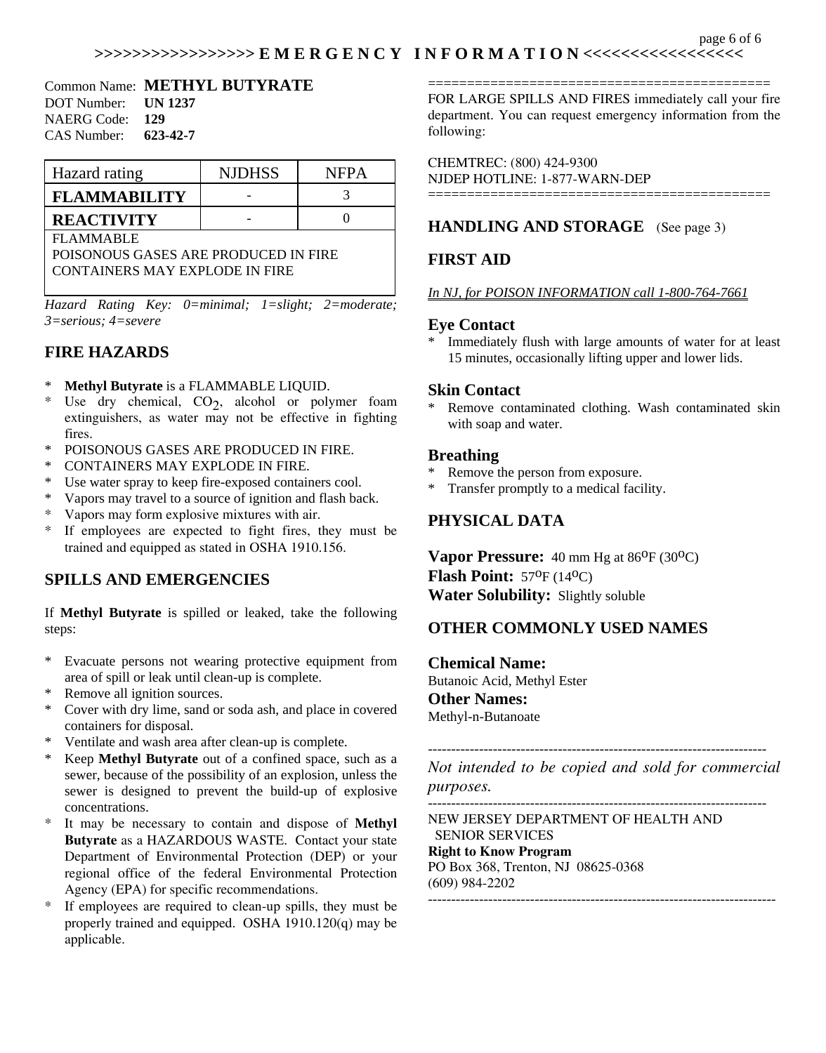# >>>>>>>>>>>>>>>>> E M E R G E N C Y   I N F O R M A T I O N <<<<<<<<<<<<<<<<<

Common Name: **METHYL BUTYRATE**
DOT Number: **UN 1237**
NAERG Code: **129**
CAS Number: **623-42-7**

| Hazard rating | NJDHSS | NFPA |
|---|---|---|
| **FLAMMABILITY** | - | 3 |
| **REACTIVITY** | - | 0 |
| FLAMMABLE<br>POISONOUS GASES ARE PRODUCED IN FIRE<br>CONTAINERS MAY EXPLODE IN FIRE | | |

*Hazard Rating Key: 0=minimal; 1=slight; 2=moderate; 3=serious; 4=severe*

## FIRE HAZARDS

* **Methyl Butyrate** is a FLAMMABLE LIQUID.
* Use dry chemical, $CO_2$, alcohol or polymer foam extinguishers, as water may not be effective in fighting fires.
* POISONOUS GASES ARE PRODUCED IN FIRE.
* CONTAINERS MAY EXPLODE IN FIRE.
* Use water spray to keep fire-exposed containers cool.
* Vapors may travel to a source of ignition and flash back.
* Vapors may form explosive mixtures with air.
* If employees are expected to fight fires, they must be trained and equipped as stated in OSHA 1910.156.

## SPILLS AND EMERGENCIES

If **Methyl Butyrate** is spilled or leaked, take the following steps:

* Evacuate persons not wearing protective equipment from area of spill or leak until clean-up is complete.
* Remove all ignition sources.
* Cover with dry lime, sand or soda ash, and place in covered containers for disposal.
* Ventilate and wash area after clean-up is complete.
* Keep **Methyl Butyrate** out of a confined space, such as a sewer, because of the possibility of an explosion, unless the sewer is designed to prevent the build-up of explosive concentrations.
* It may be necessary to contain and dispose of **Methyl Butyrate** as a HAZARDOUS WASTE. Contact your state Department of Environmental Protection (DEP) or your regional office of the federal Environmental Protection Agency (EPA) for specific recommendations.
* If employees are required to clean-up spills, they must be properly trained and equipped. OSHA 1910.120(q) may be applicable.

===========================================

FOR LARGE SPILLS AND FIRES immediately call your fire department. You can request emergency information from the following:

CHEMTREC: (800) 424-9300
NJDEP HOTLINE: 1-877-WARN-DEP

===========================================

## HANDLING AND STORAGE (See page 3)

## FIRST AID

*In NJ, for POISON INFORMATION call 1-800-764-7661*

### Eye Contact

* Immediately flush with large amounts of water for at least 15 minutes, occasionally lifting upper and lower lids.

### Skin Contact

* Remove contaminated clothing. Wash contaminated skin with soap and water.

### Breathing

* Remove the person from exposure.
* Transfer promptly to a medical facility.

## PHYSICAL DATA

**Vapor Pressure:** 40 mm Hg at 86°F (30°C)
**Flash Point:** 57°F (14°C)
**Water Solubility:** Slightly soluble

## OTHER COMMONLY USED NAMES

**Chemical Name:**
Butanoic Acid, Methyl Ester

**Other Names:**
Methyl-n-Butanoate

---

*Not intended to be copied and sold for commercial purposes.*

---

NEW JERSEY DEPARTMENT OF HEALTH AND SENIOR SERVICES
**Right to Know Program**
PO Box 368, Trenton, NJ 08625-0368
(609) 984-2202